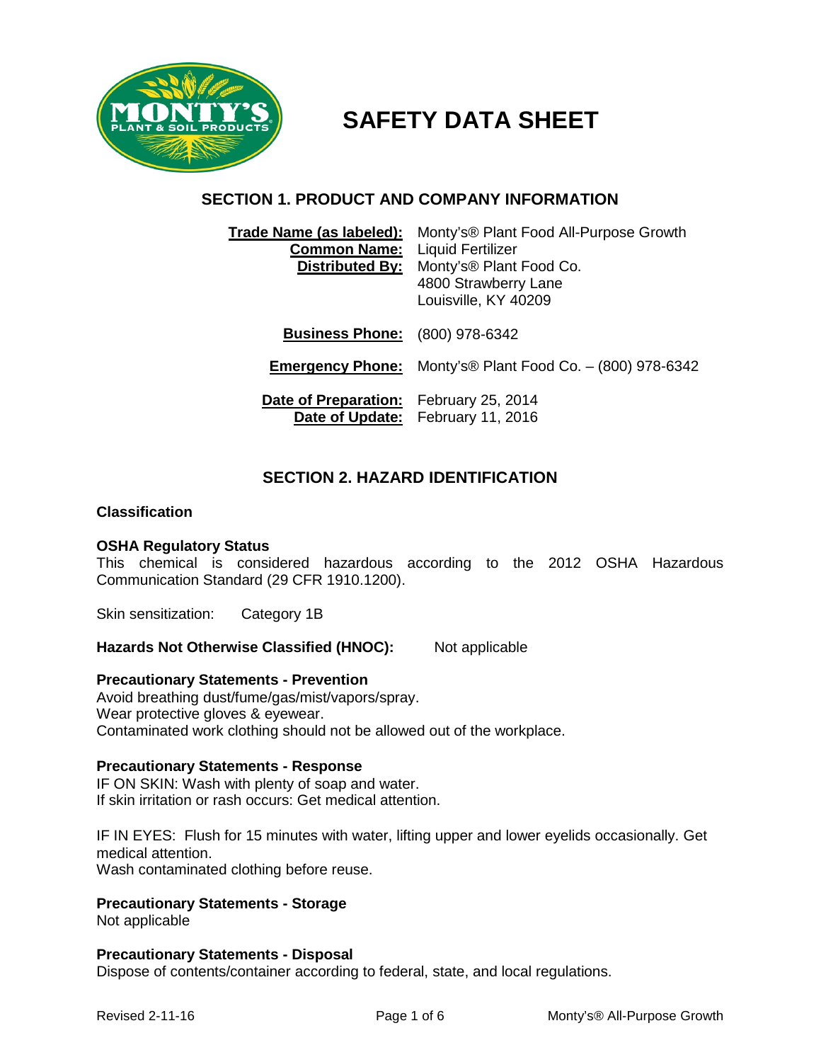# SAFETY DATA SHEET

## SECTION 1. PRODUCT AND COMPANY INFORMATION

**Trade Name (as labeled):** Monty's® Plant Food All-Purpose Growth
**Common Name:** Liquid Fertilizer
**Distributed By:** Monty's® Plant Food Co.
4800 Strawberry Lane
Louisville, KY 40209

**Business Phone:** (800) 978-6342

**Emergency Phone:** Monty's® Plant Food Co. – (800) 978-6342

**Date of Preparation:** February 25, 2014
**Date of Update:** February 11, 2016

## SECTION 2. HAZARD IDENTIFICATION

### Classification

**OSHA Regulatory Status**
This chemical is considered hazardous according to the 2012 OSHA Hazardous Communication Standard (29 CFR 1910.1200).

Skin sensitization: Category 1B

**Hazards Not Otherwise Classified (HNOC):** Not applicable

**Precautionary Statements - Prevention**
Avoid breathing dust/fume/gas/mist/vapors/spray.
Wear protective gloves & eyewear.
Contaminated work clothing should not be allowed out of the workplace.

**Precautionary Statements - Response**
IF ON SKIN: Wash with plenty of soap and water.
If skin irritation or rash occurs: Get medical attention.

IF IN EYES: Flush for 15 minutes with water, lifting upper and lower eyelids occasionally. Get medical attention.
Wash contaminated clothing before reuse.

**Precautionary Statements - Storage**
Not applicable

**Precautionary Statements - Disposal**
Dispose of contents/container according to federal, state, and local regulations.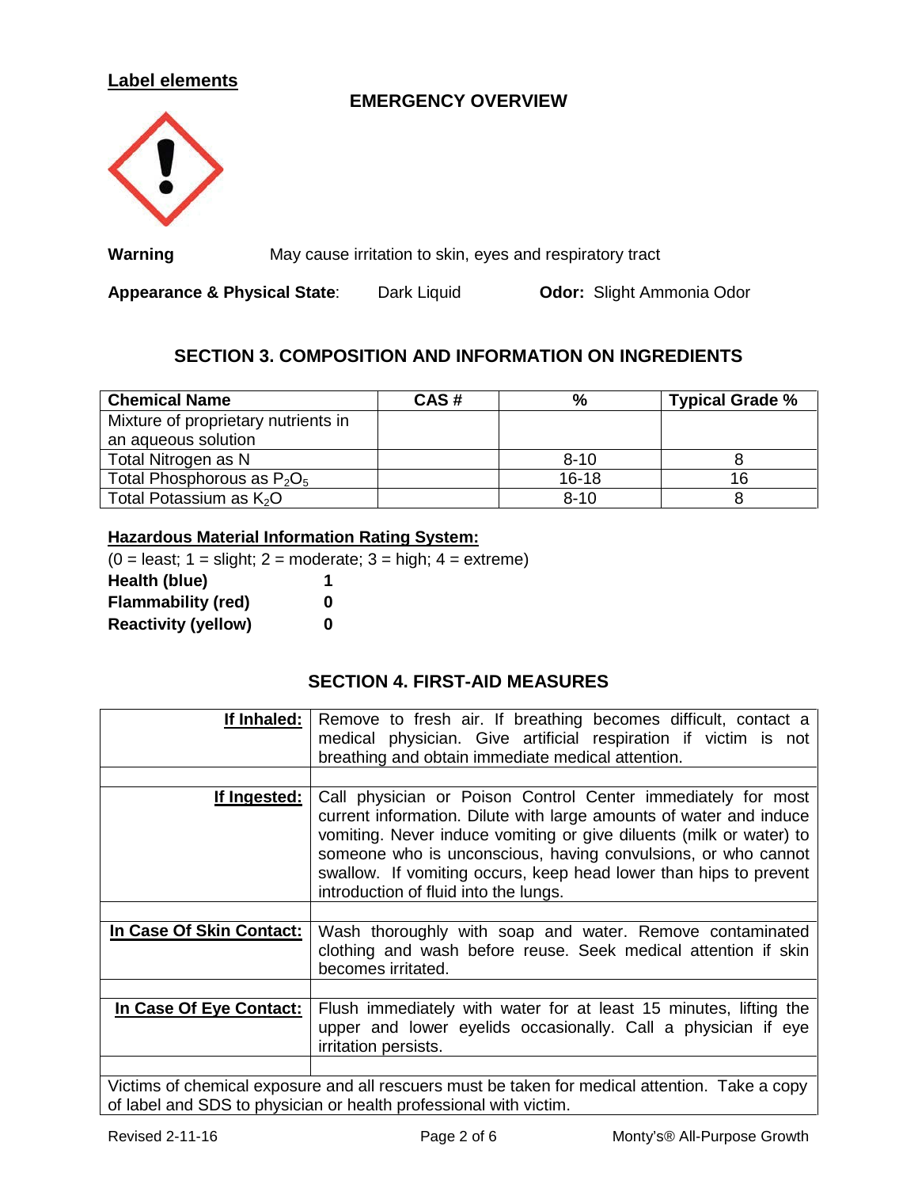**Label elements**

**EMERGENCY OVERVIEW**

**Warning** May cause irritation to skin, eyes and respiratory tract

**Appearance & Physical State**: Dark Liquid **Odor:** Slight Ammonia Odor

## SECTION 3. COMPOSITION AND INFORMATION ON INGREDIENTS

| Chemical Name | CAS # | % | Typical Grade % |
|---|---|---|---|
| Mixture of proprietary nutrients in an aqueous solution | | | |
| Total Nitrogen as N | | 8-10 | 8 |
| Total Phosphorous as $P_2O_5$ | | 16-18 | 16 |
| Total Potassium as $K_2O$ | | 8-10 | 8 |

**Hazardous Material Information Rating System:**

(0 = least; 1 = slight; 2 = moderate; 3 = high; 4 = extreme)

**Health (blue)** 1
**Flammability (red)** 0
**Reactivity (yellow)** 0

## SECTION 4. FIRST-AID MEASURES

| | |
|---|---|
| **If Inhaled:** | Remove to fresh air. If breathing becomes difficult, contact a medical physician. Give artificial respiration if victim is not breathing and obtain immediate medical attention. |
| **If Ingested:** | Call physician or Poison Control Center immediately for most current information. Dilute with large amounts of water and induce vomiting. Never induce vomiting or give diluents (milk or water) to someone who is unconscious, having convulsions, or who cannot swallow. If vomiting occurs, keep head lower than hips to prevent introduction of fluid into the lungs. |
| **In Case Of Skin Contact:** | Wash thoroughly with soap and water. Remove contaminated clothing and wash before reuse. Seek medical attention if skin becomes irritated. |
| **In Case Of Eye Contact:** | Flush immediately with water for at least 15 minutes, lifting the upper and lower eyelids occasionally. Call a physician if eye irritation persists. |

Victims of chemical exposure and all rescuers must be taken for medical attention. Take a copy of label and SDS to physician or health professional with victim.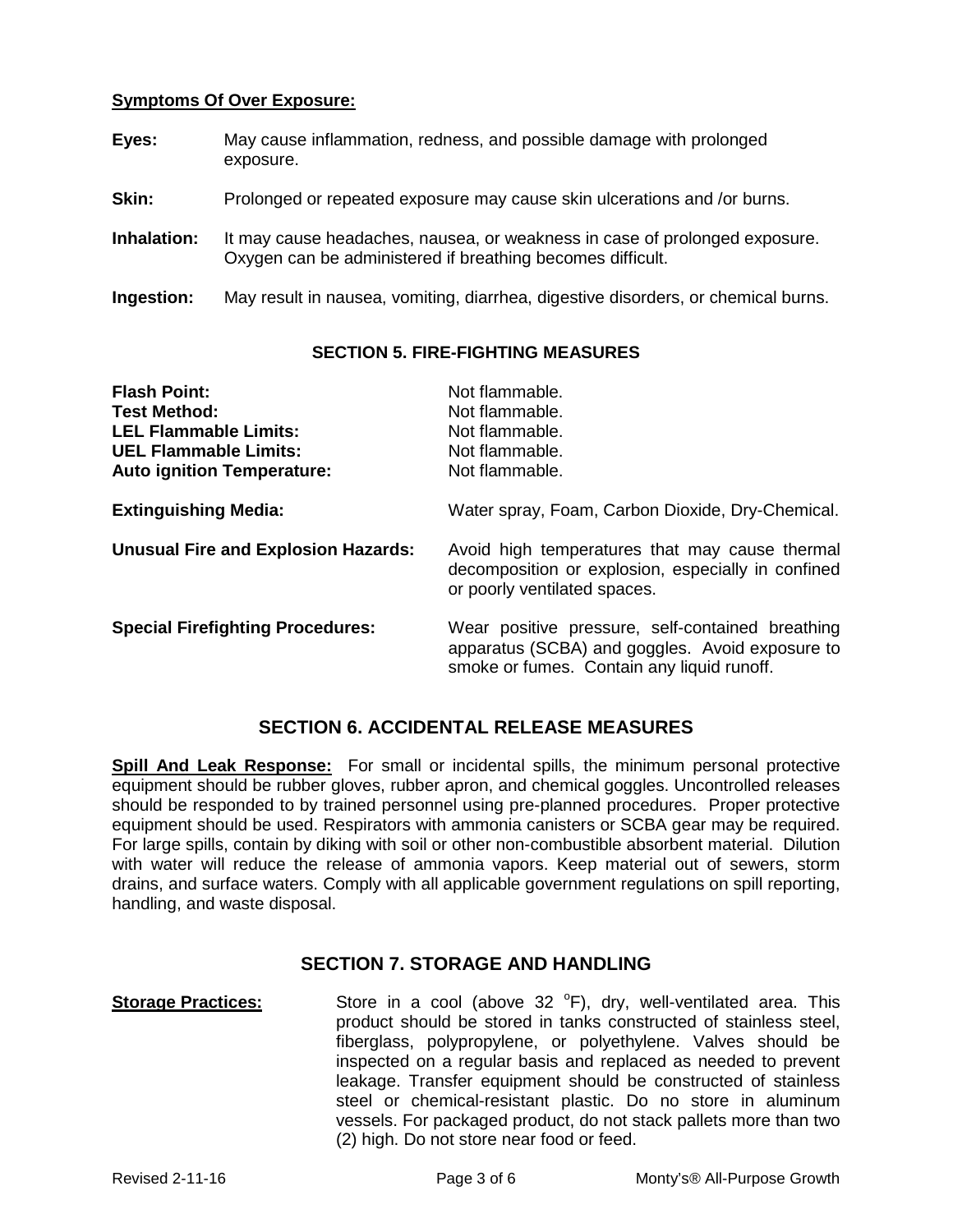**Symptoms Of Over Exposure:**

**Eyes:** May cause inflammation, redness, and possible damage with prolonged exposure.

**Skin:** Prolonged or repeated exposure may cause skin ulcerations and /or burns.

**Inhalation:** It may cause headaches, nausea, or weakness in case of prolonged exposure. Oxygen can be administered if breathing becomes difficult.

**Ingestion:** May result in nausea, vomiting, diarrhea, digestive disorders, or chemical burns.

## SECTION 5. FIRE-FIGHTING MEASURES

**Flash Point:** Not flammable.
**Test Method:** Not flammable.
**LEL Flammable Limits:** Not flammable.
**UEL Flammable Limits:** Not flammable.
**Auto ignition Temperature:** Not flammable.

**Extinguishing Media:** Water spray, Foam, Carbon Dioxide, Dry-Chemical.

**Unusual Fire and Explosion Hazards:** Avoid high temperatures that may cause thermal decomposition or explosion, especially in confined or poorly ventilated spaces.

**Special Firefighting Procedures:** Wear positive pressure, self-contained breathing apparatus (SCBA) and goggles. Avoid exposure to smoke or fumes. Contain any liquid runoff.

## SECTION 6. ACCIDENTAL RELEASE MEASURES

**Spill And Leak Response:** For small or incidental spills, the minimum personal protective equipment should be rubber gloves, rubber apron, and chemical goggles. Uncontrolled releases should be responded to by trained personnel using pre-planned procedures. Proper protective equipment should be used. Respirators with ammonia canisters or SCBA gear may be required. For large spills, contain by diking with soil or other non-combustible absorbent material. Dilution with water will reduce the release of ammonia vapors. Keep material out of sewers, storm drains, and surface waters. Comply with all applicable government regulations on spill reporting, handling, and waste disposal.

## SECTION 7. STORAGE AND HANDLING

**Storage Practices:** Store in a cool (above 32 $^{o}$F), dry, well-ventilated area. This product should be stored in tanks constructed of stainless steel, fiberglass, polypropylene, or polyethylene. Valves should be inspected on a regular basis and replaced as needed to prevent leakage. Transfer equipment should be constructed of stainless steel or chemical-resistant plastic. Do no store in aluminum vessels. For packaged product, do not stack pallets more than two (2) high. Do not store near food or feed.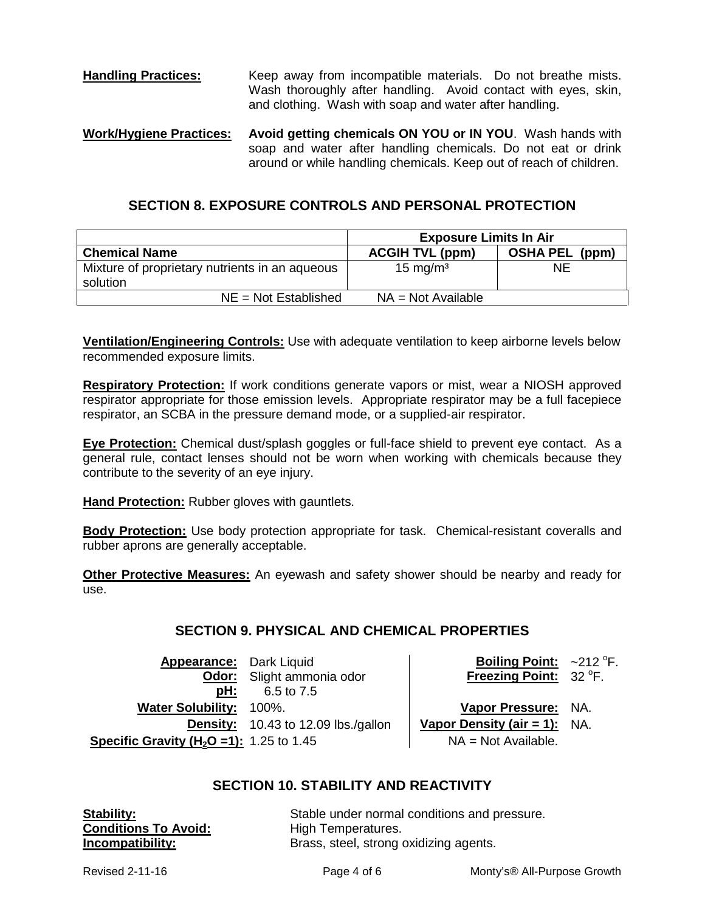**Handling Practices:** Keep away from incompatible materials. Do not breathe mists. Wash thoroughly after handling. Avoid contact with eyes, skin, and clothing. Wash with soap and water after handling.

**Work/Hygiene Practices:** **Avoid getting chemicals ON YOU or IN YOU**. Wash hands with soap and water after handling chemicals. Do not eat or drink around or while handling chemicals. Keep out of reach of children.

## SECTION 8. EXPOSURE CONTROLS AND PERSONAL PROTECTION

| | **Exposure Limits In Air** | |
|---|---|---|
| **Chemical Name** | **ACGIH TVL (ppm)** | **OSHA PEL (ppm)** |
| Mixture of proprietary nutrients in an aqueous solution | 15 mg/m³ | NE |
| NE = Not Established | NA = Not Available | |

**Ventilation/Engineering Controls:** Use with adequate ventilation to keep airborne levels below recommended exposure limits.

**Respiratory Protection:** If work conditions generate vapors or mist, wear a NIOSH approved respirator appropriate for those emission levels. Appropriate respirator may be a full facepiece respirator, an SCBA in the pressure demand mode, or a supplied-air respirator.

**Eye Protection:** Chemical dust/splash goggles or full-face shield to prevent eye contact. As a general rule, contact lenses should not be worn when working with chemicals because they contribute to the severity of an eye injury.

**Hand Protection:** Rubber gloves with gauntlets.

**Body Protection:** Use body protection appropriate for task. Chemical-resistant coveralls and rubber aprons are generally acceptable.

**Other Protective Measures:** An eyewash and safety shower should be nearby and ready for use.

## SECTION 9. PHYSICAL AND CHEMICAL PROPERTIES

**Appearance:** Dark Liquid
**Odor:** Slight ammonia odor
**pH:** 6.5 to 7.5
**Water Solubility:** 100%.
**Density:** 10.43 to 12.09 lbs./gallon
**Specific Gravity ($H_2O$ =1):** 1.25 to 1.45

**Boiling Point:** ~212 °F.
**Freezing Point:** 32 °F.
**Vapor Pressure:** NA.
**Vapor Density (air = 1):** NA.
NA = Not Available.

## SECTION 10. STABILITY AND REACTIVITY

**Stability:** Stable under normal conditions and pressure.
**Conditions To Avoid:** High Temperatures.
**Incompatibility:** Brass, steel, strong oxidizing agents.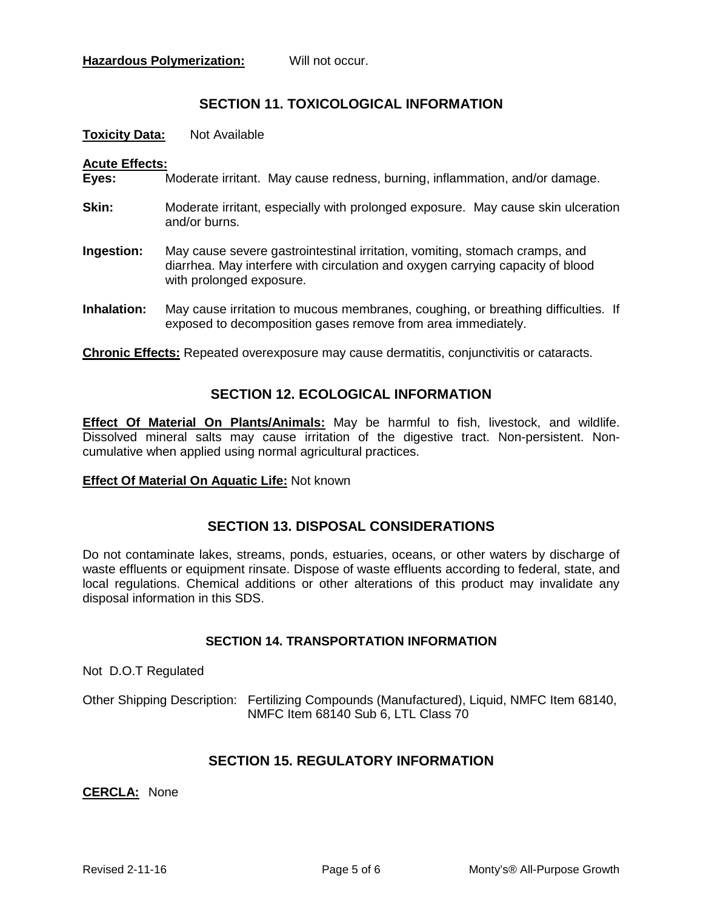**Hazardous Polymerization:** Will not occur.

## SECTION 11. TOXICOLOGICAL INFORMATION

**Toxicity Data:** Not Available

**Acute Effects:**

**Eyes:** Moderate irritant. May cause redness, burning, inflammation, and/or damage.

**Skin:** Moderate irritant, especially with prolonged exposure. May cause skin ulceration and/or burns.

**Ingestion:** May cause severe gastrointestinal irritation, vomiting, stomach cramps, and diarrhea. May interfere with circulation and oxygen carrying capacity of blood with prolonged exposure.

**Inhalation:** May cause irritation to mucous membranes, coughing, or breathing difficulties. If exposed to decomposition gases remove from area immediately.

**Chronic Effects:** Repeated overexposure may cause dermatitis, conjunctivitis or cataracts.

## SECTION 12. ECOLOGICAL INFORMATION

**Effect Of Material On Plants/Animals:** May be harmful to fish, livestock, and wildlife. Dissolved mineral salts may cause irritation of the digestive tract. Non-persistent. Non-cumulative when applied using normal agricultural practices.

**Effect Of Material On Aquatic Life:** Not known

## SECTION 13. DISPOSAL CONSIDERATIONS

Do not contaminate lakes, streams, ponds, estuaries, oceans, or other waters by discharge of waste effluents or equipment rinsate. Dispose of waste effluents according to federal, state, and local regulations. Chemical additions or other alterations of this product may invalidate any disposal information in this SDS.

## SECTION 14. TRANSPORTATION INFORMATION

Not D.O.T Regulated

Other Shipping Description: Fertilizing Compounds (Manufactured), Liquid, NMFC Item 68140, NMFC Item 68140 Sub 6, LTL Class 70

## SECTION 15. REGULATORY INFORMATION

**CERCLA:** None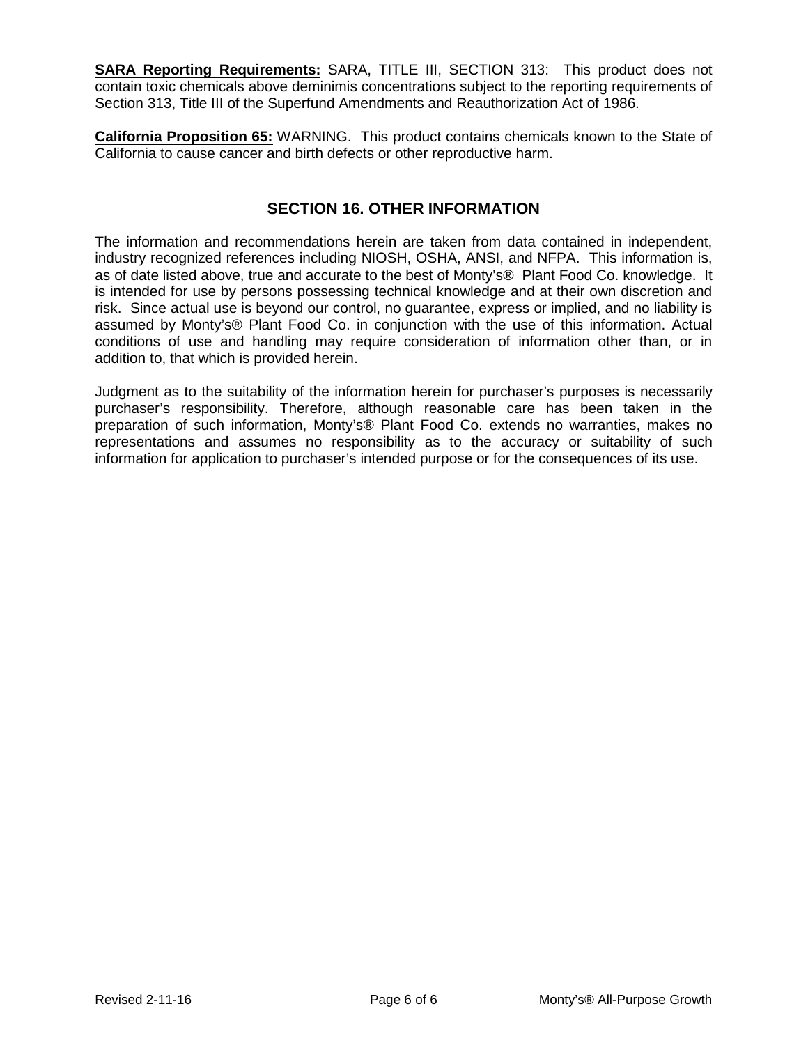**SARA Reporting Requirements:** SARA, TITLE III, SECTION 313: This product does not contain toxic chemicals above deminimis concentrations subject to the reporting requirements of Section 313, Title III of the Superfund Amendments and Reauthorization Act of 1986.

**California Proposition 65:** WARNING. This product contains chemicals known to the State of California to cause cancer and birth defects or other reproductive harm.

## SECTION 16. OTHER INFORMATION

The information and recommendations herein are taken from data contained in independent, industry recognized references including NIOSH, OSHA, ANSI, and NFPA. This information is, as of date listed above, true and accurate to the best of Monty's® Plant Food Co. knowledge. It is intended for use by persons possessing technical knowledge and at their own discretion and risk. Since actual use is beyond our control, no guarantee, express or implied, and no liability is assumed by Monty's® Plant Food Co. in conjunction with the use of this information. Actual conditions of use and handling may require consideration of information other than, or in addition to, that which is provided herein.

Judgment as to the suitability of the information herein for purchaser's purposes is necessarily purchaser's responsibility. Therefore, although reasonable care has been taken in the preparation of such information, Monty's® Plant Food Co. extends no warranties, makes no representations and assumes no responsibility as to the accuracy or suitability of such information for application to purchaser's intended purpose or for the consequences of its use.